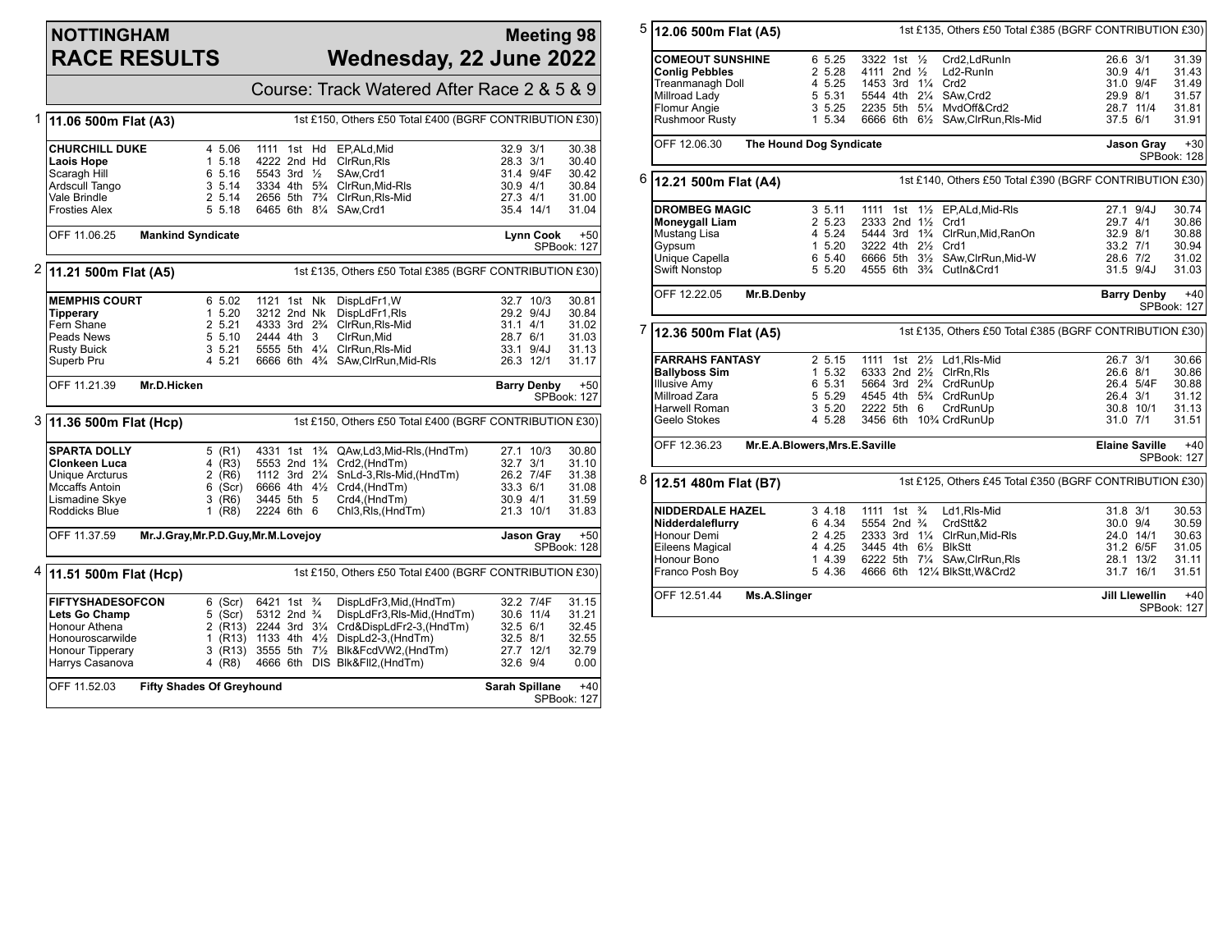# NOTTINGHAM RACE RESULTS

## Meeting 98 — Wednesday, 22 June 2022

Course: Track Watered After Race 2 & 5 & 9

### 1 — 11.06 500m Flat (A3)

1st £150, Others £50 Total £400 (BGRF CONTRIBUTION £30)

| Greyhound | Trap | Sec | Bends | Pos | Dist | Remarks | Wt | SP | Time |
|---|---|---|---|---|---|---|---|---|---|
| **CHURCHILL DUKE** | 4 | 5.06 | 1111 | 1st | Hd | EP,ALd,Mid | 32.9 | 3/1 | 30.38 |
| **Laois Hope** | 1 | 5.18 | 4222 | 2nd | Hd | ClrRun,Rls | 28.3 | 3/1 | 30.40 |
| Scaragh Hill | 6 | 5.16 | 5543 | 3rd | ½ | SAw,Crd1 | 31.4 | 9/4F | 30.42 |
| Ardscull Tango | 3 | 5.14 | 3334 | 4th | 5¾ | ClrRun,Mid-Rls | 30.9 | 4/1 | 30.84 |
| Vale Brindle | 2 | 5.14 | 2656 | 5th | 7¾ | ClrRun,Rls-Mid | 27.3 | 4/1 | 31.00 |
| Frosties Alex | 5 | 5.18 | 6465 | 6th | 8¼ | SAw,Crd1 | 35.4 | 14/1 | 31.04 |

OFF 11.06.25 — **Mankind Syndicate** — **Lynn Cook** +50 — SPBook: 127

### 2 — 11.21 500m Flat (A5)

1st £135, Others £50 Total £385 (BGRF CONTRIBUTION £30)

| Greyhound | Trap | Sec | Bends | Pos | Dist | Remarks | Wt | SP | Time |
|---|---|---|---|---|---|---|---|---|---|
| **MEMPHIS COURT** | 6 | 5.02 | 1121 | 1st | Nk | DispLdFr1,W | 32.7 | 10/3 | 30.81 |
| **Tipperary** | 1 | 5.20 | 3212 | 2nd | Nk | DispLdFr1,Rls | 29.2 | 9/4J | 30.84 |
| Fern Shane | 2 | 5.21 | 4333 | 3rd | 2¾ | ClrRun,Rls-Mid | 31.1 | 4/1 | 31.02 |
| Peads News | 5 | 5.10 | 2444 | 4th | 3 | ClrRun,Mid | 28.7 | 6/1 | 31.03 |
| Rusty Buick | 3 | 5.21 | 5555 | 5th | 4¼ | ClrRun,Rls-Mid | 33.1 | 9/4J | 31.13 |
| Superb Pru | 4 | 5.21 | 6666 | 6th | 4¾ | SAw,ClrRun,Mid-Rls | 26.3 | 12/1 | 31.17 |

OFF 11.21.39 — **Mr.D.Hicken** — **Barry Denby** +50 — SPBook: 127

### 3 — 11.36 500m Flat (Hcp)

1st £150, Others £50 Total £400 (BGRF CONTRIBUTION £30)

| Greyhound | Trap | Hcp | Bends | Pos | Dist | Remarks | Wt | SP | Time |
|---|---|---|---|---|---|---|---|---|---|
| **SPARTA DOLLY** | 5 | (R1) | 4331 | 1st | 1¾ | QAw,Ld3,Mid-Rls,(HndTm) | 27.1 | 10/3 | 30.80 |
| **Clonkeen Luca** | 4 | (R3) | 5553 | 2nd | 1¾ | Crd2,(HndTm) | 32.7 | 3/1 | 31.10 |
| Unique Arcturus | 2 | (R6) | 1112 | 3rd | 2¼ | SnLd-3,Rls-Mid,(HndTm) | 26.2 | 7/4F | 31.38 |
| Mccaffs Antoin | 6 | (Scr) | 6666 | 4th | 4½ | Crd4,(HndTm) | 33.3 | 6/1 | 31.08 |
| Lismadine Skye | 3 | (R6) | 3445 | 5th | 5 | Crd4,(HndTm) | 30.9 | 4/1 | 31.59 |
| Roddicks Blue | 1 | (R8) | 2224 | 6th | 6 | Chl3,Rls,(HndTm) | 21.3 | 10/1 | 31.83 |

OFF 11.37.59 — **Mr.J.Gray,Mr.P.D.Guy,Mr.M.Lovejoy** — **Jason Gray** +50 — SPBook: 128

### 4 — 11.51 500m Flat (Hcp)

1st £150, Others £50 Total £400 (BGRF CONTRIBUTION £30)

| Greyhound | Trap | Hcp | Bends | Pos | Dist | Remarks | Wt | SP | Time |
|---|---|---|---|---|---|---|---|---|---|
| **FIFTYSHADESOFCON** | 6 | (Scr) | 6421 | 1st | ¾ | DispLdFr3,Mid,(HndTm) | 32.2 | 7/4F | 31.15 |
| **Lets Go Champ** | 5 | (Scr) | 5312 | 2nd | ¾ | DispLdFr3,Rls-Mid,(HndTm) | 30.6 | 11/4 | 31.21 |
| Honour Athena | 2 | (R13) | 2244 | 3rd | 3¼ | Crd&DispLdFr2-3,(HndTm) | 32.5 | 6/1 | 32.45 |
| Honouroscarwilde | 1 | (R13) | 1133 | 4th | 4½ | DispLd2-3,(HndTm) | 32.5 | 8/1 | 32.55 |
| Honour Tipperary | 3 | (R13) | 3555 | 5th | 7½ | Blk&FcdVW2,(HndTm) | 27.7 | 12/1 | 32.79 |
| Harrys Casanova | 4 | (R8) | 4666 | 6th | DIS | Blk&Fll2,(HndTm) | 32.6 | 9/4 | 0.00 |

OFF 11.52.03 — **Fifty Shades Of Greyhound** — **Sarah Spillane** +40 — SPBook: 127

### 5 — 12.06 500m Flat (A5)

1st £135, Others £50 Total £385 (BGRF CONTRIBUTION £30)

| Greyhound | Trap | Sec | Bends | Pos | Dist | Remarks | Wt | SP | Time |
|---|---|---|---|---|---|---|---|---|---|
| **COMEOUT SUNSHINE** | 6 | 5.25 | 3322 | 1st | ½ | Crd2,LdRunIn | 26.6 | 3/1 | 31.39 |
| **Conlig Pebbles** | 2 | 5.28 | 4111 | 2nd | ½ | Ld2-RunIn | 30.9 | 4/1 | 31.43 |
| Treanmanagh Doll | 4 | 5.25 | 1453 | 3rd | 1¼ | Crd2 | 31.0 | 9/4F | 31.49 |
| Millroad Lady | 5 | 5.31 | 5544 | 4th | 2¼ | SAw,Crd2 | 29.9 | 8/1 | 31.57 |
| Flomur Angie | 3 | 5.25 | 2235 | 5th | 5¼ | MvdOff&Crd2 | 28.7 | 11/4 | 31.81 |
| Rushmoor Rusty | 1 | 5.34 | 6666 | 6th | 6½ | SAw,ClrRun,Rls-Mid | 37.5 | 6/1 | 31.91 |

OFF 12.06.30 — **The Hound Dog Syndicate** — **Jason Gray** +30 — SPBook: 128

### 6 — 12.21 500m Flat (A4)

1st £140, Others £50 Total £390 (BGRF CONTRIBUTION £30)

| Greyhound | Trap | Sec | Bends | Pos | Dist | Remarks | Wt | SP | Time |
|---|---|---|---|---|---|---|---|---|---|
| **DROMBEG MAGIC** | 3 | 5.11 | 1111 | 1st | 1½ | EP,ALd,Mid-Rls | 27.1 | 9/4J | 30.74 |
| **Moneygall Liam** | 2 | 5.23 | 2333 | 2nd | 1½ | Crd1 | 29.7 | 4/1 | 30.86 |
| Mustang Lisa | 4 | 5.24 | 5444 | 3rd | 1¾ | ClrRun,Mid,RanOn | 32.9 | 8/1 | 30.88 |
| Gypsum | 1 | 5.20 | 3222 | 4th | 2½ | Crd1 | 33.2 | 7/1 | 30.94 |
| Unique Capella | 6 | 5.40 | 6666 | 5th | 3½ | SAw,ClrRun,Mid-W | 28.6 | 7/2 | 31.02 |
| Swift Nonstop | 5 | 5.20 | 4555 | 6th | 3¾ | CutIn&Crd1 | 31.5 | 9/4J | 31.03 |

OFF 12.22.05 — **Mr.B.Denby** — **Barry Denby** +40 — SPBook: 127

### 7 — 12.36 500m Flat (A5)

1st £135, Others £50 Total £385 (BGRF CONTRIBUTION £30)

| Greyhound | Trap | Sec | Bends | Pos | Dist | Remarks | Wt | SP | Time |
|---|---|---|---|---|---|---|---|---|---|
| **FARRAHS FANTASY** | 2 | 5.15 | 1111 | 1st | 2½ | Ld1,Rls-Mid | 26.7 | 3/1 | 30.66 |
| **Ballyboss Sim** | 1 | 5.32 | 6333 | 2nd | 2½ | ClrRn,Rls | 26.6 | 8/1 | 30.86 |
| Illusive Amy | 6 | 5.31 | 5664 | 3rd | 2¾ | CrdRunUp | 26.4 | 5/4F | 30.88 |
| Millroad Zara | 5 | 5.29 | 4545 | 4th | 5¾ | CrdRunUp | 26.4 | 3/1 | 31.12 |
| Harwell Roman | 3 | 5.20 | 2222 | 5th | 6 | CrdRunUp | 30.8 | 10/1 | 31.13 |
| Geelo Stokes | 4 | 5.28 | 3456 | 6th | 10¾ | CrdRunUp | 31.0 | 7/1 | 31.51 |

OFF 12.36.23 — **Mr.E.A.Blowers,Mrs.E.Saville** — **Elaine Saville** +40 — SPBook: 127

### 8 — 12.51 480m Flat (B7)

1st £125, Others £45 Total £350 (BGRF CONTRIBUTION £30)

| Greyhound | Trap | Sec | Bends | Pos | Dist | Remarks | Wt | SP | Time |
|---|---|---|---|---|---|---|---|---|---|
| **NIDDERDALE HAZEL** | 3 | 4.18 | 1111 | 1st | ¾ | Ld1,Rls-Mid | 31.8 | 3/1 | 30.53 |
| **Nidderdaleflurry** | 6 | 4.34 | 5554 | 2nd | ¾ | CrdStt&2 | 30.0 | 9/4 | 30.59 |
| Honour Demi | 2 | 4.25 | 2333 | 3rd | 1¼ | ClrRun,Mid-Rls | 24.0 | 14/1 | 30.63 |
| Eileens Magical | 4 | 4.25 | 3445 | 4th | 6½ | BlkStt | 31.2 | 6/5F | 31.05 |
| Honour Bono | 1 | 4.39 | 6222 | 5th | 7¼ | SAw,ClrRun,Rls | 28.1 | 13/2 | 31.11 |
| Franco Posh Boy | 5 | 4.36 | 4666 | 6th | 12¼ | BlkStt,W&Crd2 | 31.7 | 16/1 | 31.51 |

OFF 12.51.44 — **Ms.A.Slinger** — **Jill Llewellin** +40 — SPBook: 127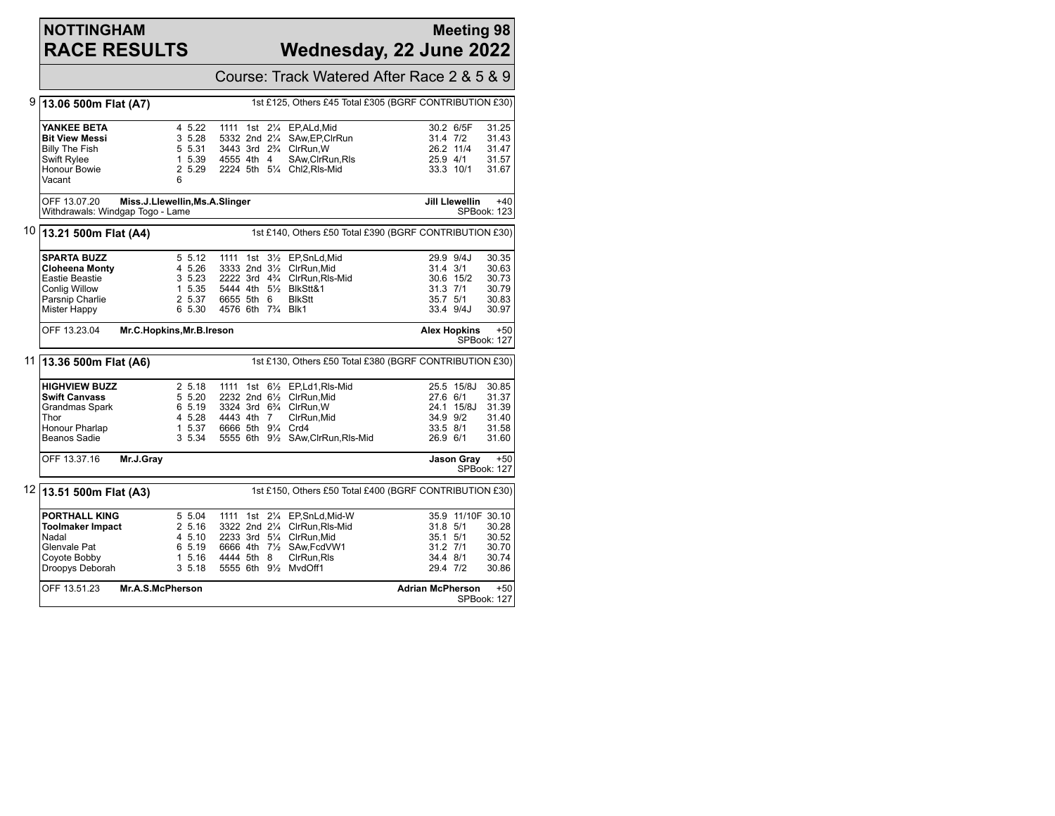# NOTTINGHAM RACE RESULTS

**Meeting 98**
**Wednesday, 22 June 2022**

Course: Track Watered After Race 2 & 5 & 9

## 9 13.06 500m Flat (A7)

1st £125, Others £45 Total £305 (BGRF CONTRIBUTION £30)

| | | | | | | | | | | |
|---|---|---|---|---|---|---|---|---|---|---|
| **YANKEE BETA** | 4 | 5.22 | 1111 | 1st | 2¼ | EP,ALd,Mid | 30.2 | 6/5F | 31.25 |
| **Bit View Messi** | 3 | 5.28 | 5332 | 2nd | 2¼ | SAw,EP,ClrRun | 31.4 | 7/2 | 31.43 |
| Billy The Fish | 5 | 5.31 | 3443 | 3rd | 2¾ | ClrRun,W | 26.2 | 11/4 | 31.47 |
| Swift Rylee | 1 | 5.39 | 4555 | 4th | 4 | SAw,ClrRun,Rls | 25.9 | 4/1 | 31.57 |
| Honour Bowie | 2 | 5.29 | 2224 | 5th | 5¼ | Chl2,Rls-Mid | 33.3 | 10/1 | 31.67 |
| Vacant | 6 | | | | | | | | |

OFF 13.07.20 **Miss.J.Llewellin,Ms.A.Slinger** — **Jill Llewellin** +40
Withdrawals: Windgap Togo - Lame — SPBook: 123

## 10 13.21 500m Flat (A4)

1st £140, Others £50 Total £390 (BGRF CONTRIBUTION £30)

| | | | | | | | | | |
|---|---|---|---|---|---|---|---|---|---|
| **SPARTA BUZZ** | 5 | 5.12 | 1111 | 1st | 3½ | EP,SnLd,Mid | 29.9 | 9/4J | 30.35 |
| **Cloheena Monty** | 4 | 5.26 | 3333 | 2nd | 3½ | ClrRun,Mid | 31.4 | 3/1 | 30.63 |
| Eastie Beastie | 3 | 5.23 | 2222 | 3rd | 4¾ | ClrRun,Rls-Mid | 30.6 | 15/2 | 30.73 |
| Conlig Willow | 1 | 5.35 | 5444 | 4th | 5½ | BlkStt&1 | 31.3 | 7/1 | 30.79 |
| Parsnip Charlie | 2 | 5.37 | 6655 | 5th | 6 | BlkStt | 35.7 | 5/1 | 30.83 |
| Mister Happy | 6 | 5.30 | 4576 | 6th | 7¾ | Blk1 | 33.4 | 9/4J | 30.97 |

OFF 13.23.04 **Mr.C.Hopkins,Mr.B.Ireson** — **Alex Hopkins** +50
SPBook: 127

## 11 13.36 500m Flat (A6)

1st £130, Others £50 Total £380 (BGRF CONTRIBUTION £30)

| | | | | | | | | | |
|---|---|---|---|---|---|---|---|---|---|
| **HIGHVIEW BUZZ** | 2 | 5.18 | 1111 | 1st | 6½ | EP,Ld1,Rls-Mid | 25.5 | 15/8J | 30.85 |
| **Swift Canvass** | 5 | 5.20 | 2232 | 2nd | 6½ | ClrRun,Mid | 27.6 | 6/1 | 31.37 |
| Grandmas Spark | 6 | 5.19 | 3324 | 3rd | 6¾ | ClrRun,W | 24.1 | 15/8J | 31.39 |
| Thor | 4 | 5.28 | 4443 | 4th | 7 | ClrRun,Mid | 34.9 | 9/2 | 31.40 |
| Honour Pharlap | 1 | 5.37 | 6666 | 5th | 9¼ | Crd4 | 33.5 | 8/1 | 31.58 |
| Beanos Sadie | 3 | 5.34 | 5555 | 6th | 9½ | SAw,ClrRun,Rls-Mid | 26.9 | 6/1 | 31.60 |

OFF 13.37.16 **Mr.J.Gray** — **Jason Gray** +50
SPBook: 127

## 12 13.51 500m Flat (A3)

1st £150, Others £50 Total £400 (BGRF CONTRIBUTION £30)

| | | | | | | | | | |
|---|---|---|---|---|---|---|---|---|---|
| **PORTHALL KING** | 5 | 5.04 | 1111 | 1st | 2¼ | EP,SnLd,Mid-W | 35.9 | 11/10F | 30.10 |
| **Toolmaker Impact** | 2 | 5.16 | 3322 | 2nd | 2¼ | ClrRun,Rls-Mid | 31.8 | 5/1 | 30.28 |
| Nadal | 4 | 5.10 | 2233 | 3rd | 5¼ | ClrRun,Mid | 35.1 | 5/1 | 30.52 |
| Glenvale Pat | 6 | 5.19 | 6666 | 4th | 7½ | SAw,FcdVW1 | 31.2 | 7/1 | 30.70 |
| Coyote Bobby | 1 | 5.16 | 4444 | 5th | 8 | ClrRun,Rls | 34.4 | 8/1 | 30.74 |
| Droopys Deborah | 3 | 5.18 | 5555 | 6th | 9½ | MvdOff1 | 29.4 | 7/2 | 30.86 |

OFF 13.51.23 **Mr.A.S.McPherson** — **Adrian McPherson** +50
SPBook: 127